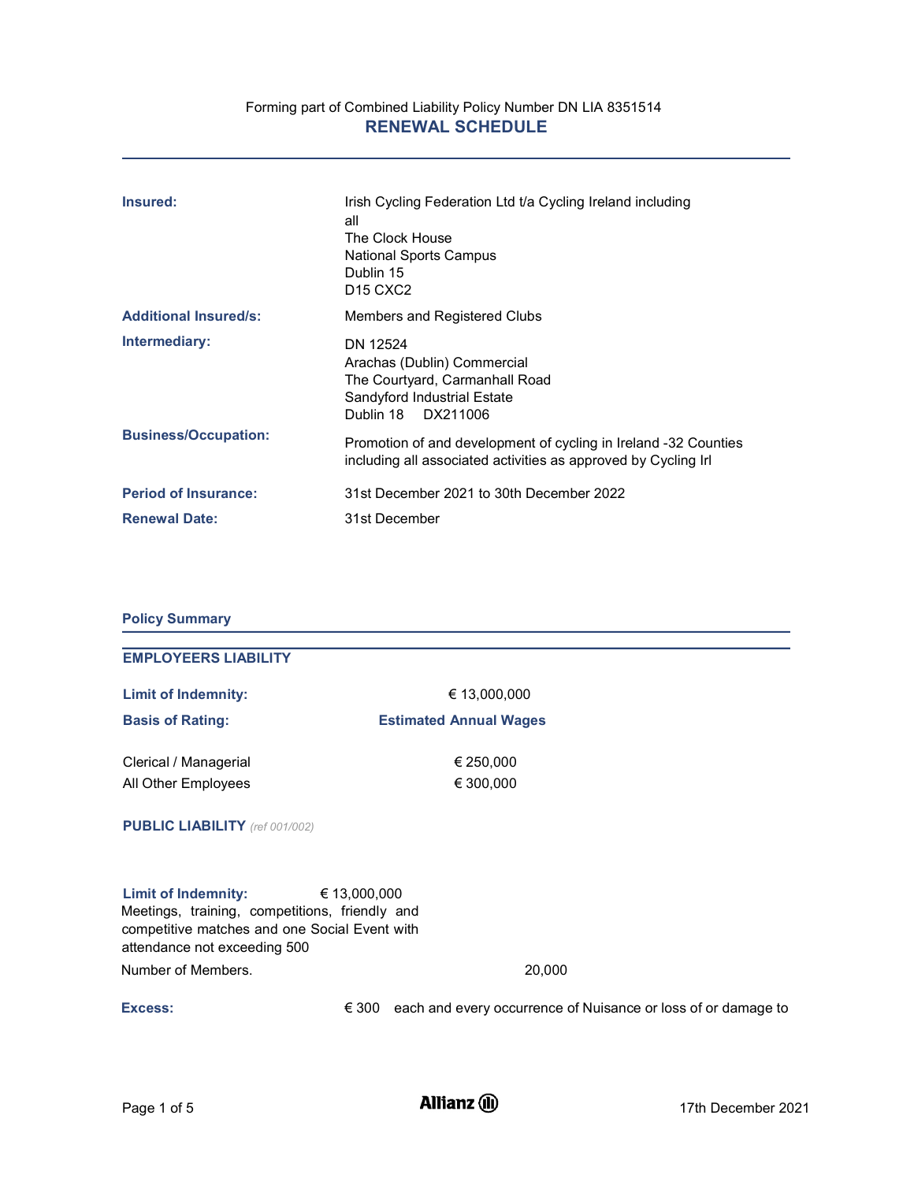Forming part of Combined Liability Policy Number DN LIA 8351514

# RENEWAL SCHEDULE

| | |
|---|---|
| **Insured:** | Irish Cycling Federation Ltd t/a Cycling Ireland including all<br>The Clock House<br>National Sports Campus<br>Dublin 15<br>D15 CXC2 |
| **Additional Insured/s:** | Members and Registered Clubs |
| **Intermediary:** | DN 12524<br>Arachas (Dublin) Commercial<br>The Courtyard, Carmanhall Road<br>Sandyford Industrial Estate<br>Dublin 18 DX211006 |
| **Business/Occupation:** | Promotion of and development of cycling in Ireland -32 Counties including all associated activities as approved by Cycling Irl |
| **Period of Insurance:** | 31st December 2021 to 30th December 2022 |
| **Renewal Date:** | 31st December |

## Policy Summary

### EMPLOYEERS LIABILITY

**Limit of Indemnity:** € 13,000,000

| **Basis of Rating:** | **Estimated Annual Wages** |
|---|---|
| Clerical / Managerial | € 250,000 |
| All Other Employees | € 300,000 |

### PUBLIC LIABILITY *(ref 001/002)*

**Limit of Indemnity:** € 13,000,000
Meetings, training, competitions, friendly and competitive matches and one Social Event with attendance not exceeding 500

Number of Members. 20,000

**Excess:** € 300 each and every occurrence of Nuisance or loss of or damage to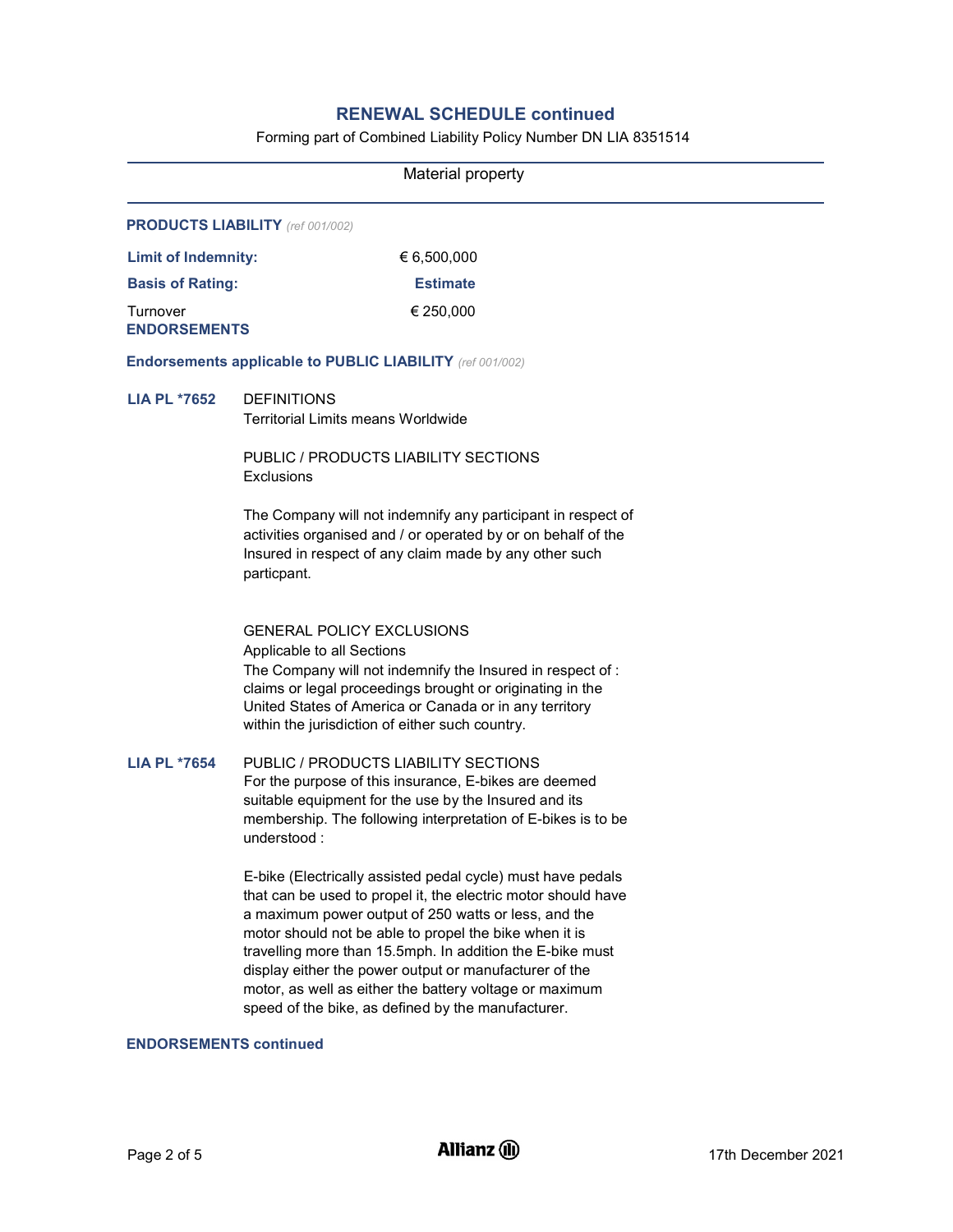## RENEWAL SCHEDULE continued

Forming part of Combined Liability Policy Number DN LIA 8351514

Material property

**PRODUCTS LIABILITY** *(ref 001/002)*

| | |
|---|---|
| **Limit of Indemnity:** | € 6,500,000 |
| **Basis of Rating:** | **Estimate** |
| Turnover | € 250,000 |

**ENDORSEMENTS**

**Endorsements applicable to PUBLIC LIABILITY** *(ref 001/002)*

**LIA PL *7652**

DEFINITIONS
Territorial Limits means Worldwide

PUBLIC / PRODUCTS LIABILITY SECTIONS
Exclusions

The Company will not indemnify any participant in respect of activities organised and / or operated by or on behalf of the Insured in respect of any claim made by any other such particpant.

GENERAL POLICY EXCLUSIONS
Applicable to all Sections
The Company will not indemnify the Insured in respect of :
claims or legal proceedings brought or originating in the United States of America or Canada or in any territory within the jurisdiction of either such country.

**LIA PL *7654**

PUBLIC / PRODUCTS LIABILITY SECTIONS
For the purpose of this insurance, E-bikes are deemed suitable equipment for the use by the Insured and its membership. The following interpretation of E-bikes is to be understood :

E-bike (Electrically assisted pedal cycle) must have pedals that can be used to propel it, the electric motor should have a maximum power output of 250 watts or less, and the motor should not be able to propel the bike when it is travelling more than 15.5mph. In addition the E-bike must display either the power output or manufacturer of the motor, as well as either the battery voltage or maximum speed of the bike, as defined by the manufacturer.

**ENDORSEMENTS continued**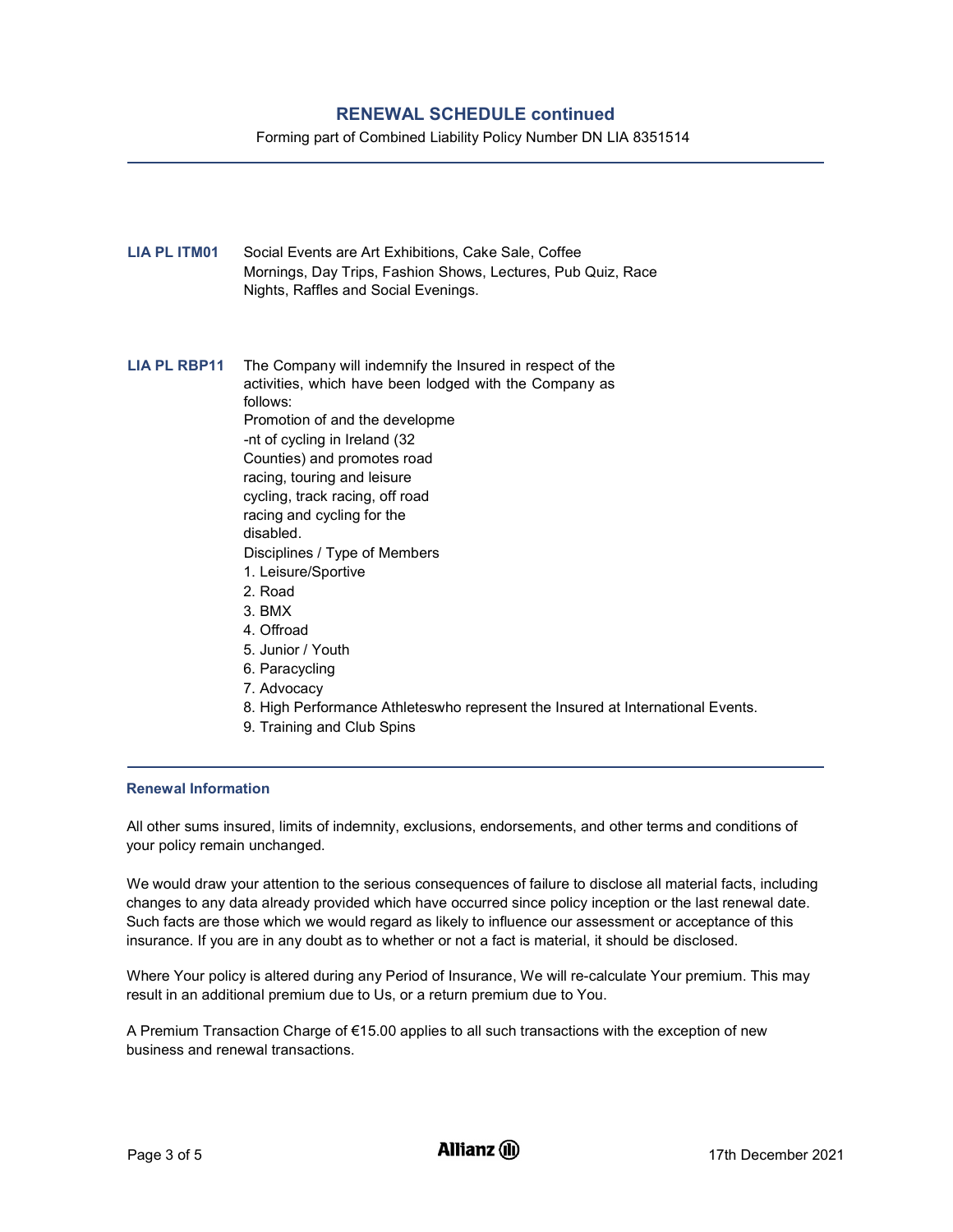## RENEWAL SCHEDULE continued

Forming part of Combined Liability Policy Number DN LIA 8351514

---

**LIA PL ITM01** Social Events are Art Exhibitions, Cake Sale, Coffee Mornings, Day Trips, Fashion Shows, Lectures, Pub Quiz, Race Nights, Raffles and Social Evenings.

**LIA PL RBP11** The Company will indemnify the Insured in respect of the activities, which have been lodged with the Company as follows:

Promotion of and the developme -nt of cycling in Ireland (32 Counties) and promotes road racing, touring and leisure cycling, track racing, off road racing and cycling for the disabled.

Disciplines / Type of Members

1. Leisure/Sportive
2. Road
3. BMX
4. Offroad
5. Junior / Youth
6. Paracycling
7. Advocacy
8. High Performance Athleteswho represent the Insured at International Events.
9. Training and Club Spins

---

### Renewal Information

All other sums insured, limits of indemnity, exclusions, endorsements, and other terms and conditions of your policy remain unchanged.

We would draw your attention to the serious consequences of failure to disclose all material facts, including changes to any data already provided which have occurred since policy inception or the last renewal date. Such facts are those which we would regard as likely to influence our assessment or acceptance of this insurance. If you are in any doubt as to whether or not a fact is material, it should be disclosed.

Where Your policy is altered during any Period of Insurance, We will re-calculate Your premium. This may result in an additional premium due to Us, or a return premium due to You.

A Premium Transaction Charge of €15.00 applies to all such transactions with the exception of new business and renewal transactions.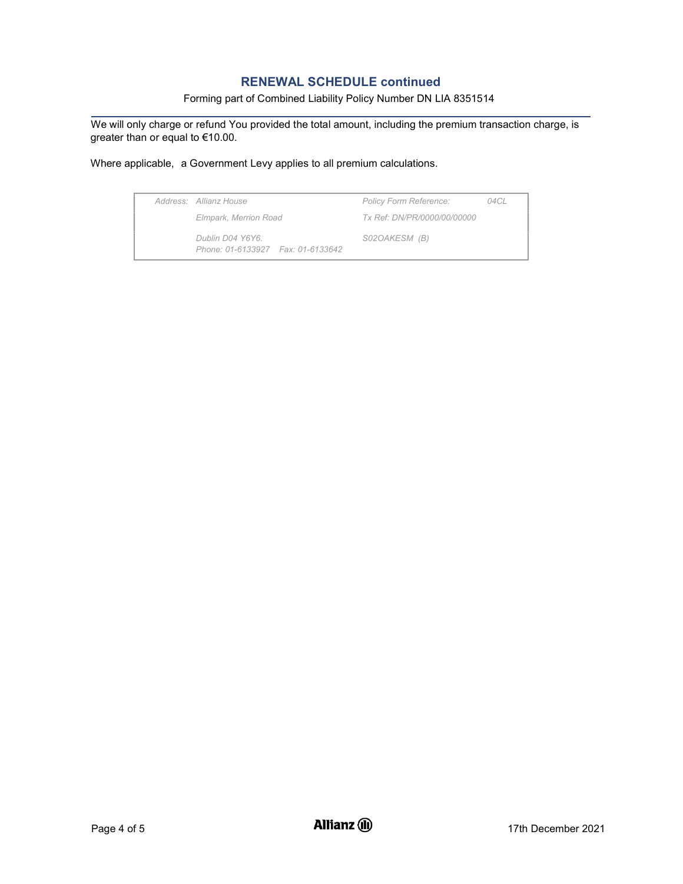## RENEWAL SCHEDULE continued

Forming part of Combined Liability Policy Number DN LIA 8351514

We will only charge or refund You provided the total amount, including the premium transaction charge, is greater than or equal to €10.00.

Where applicable, a Government Levy applies to all premium calculations.

| | | | |
|---|---|---|---|
| *Address:* | *Allianz House* | *Policy Form Reference:* | *04CL* |
| | *Elmpark, Merrion Road* | *Tx Ref: DN/PR/0000/00/00000* | |
| | *Dublin D04 Y6Y6.* *Phone: 01-6133927 Fax: 01-6133642* | *S02OAKESM (B)* | |

17th December 2021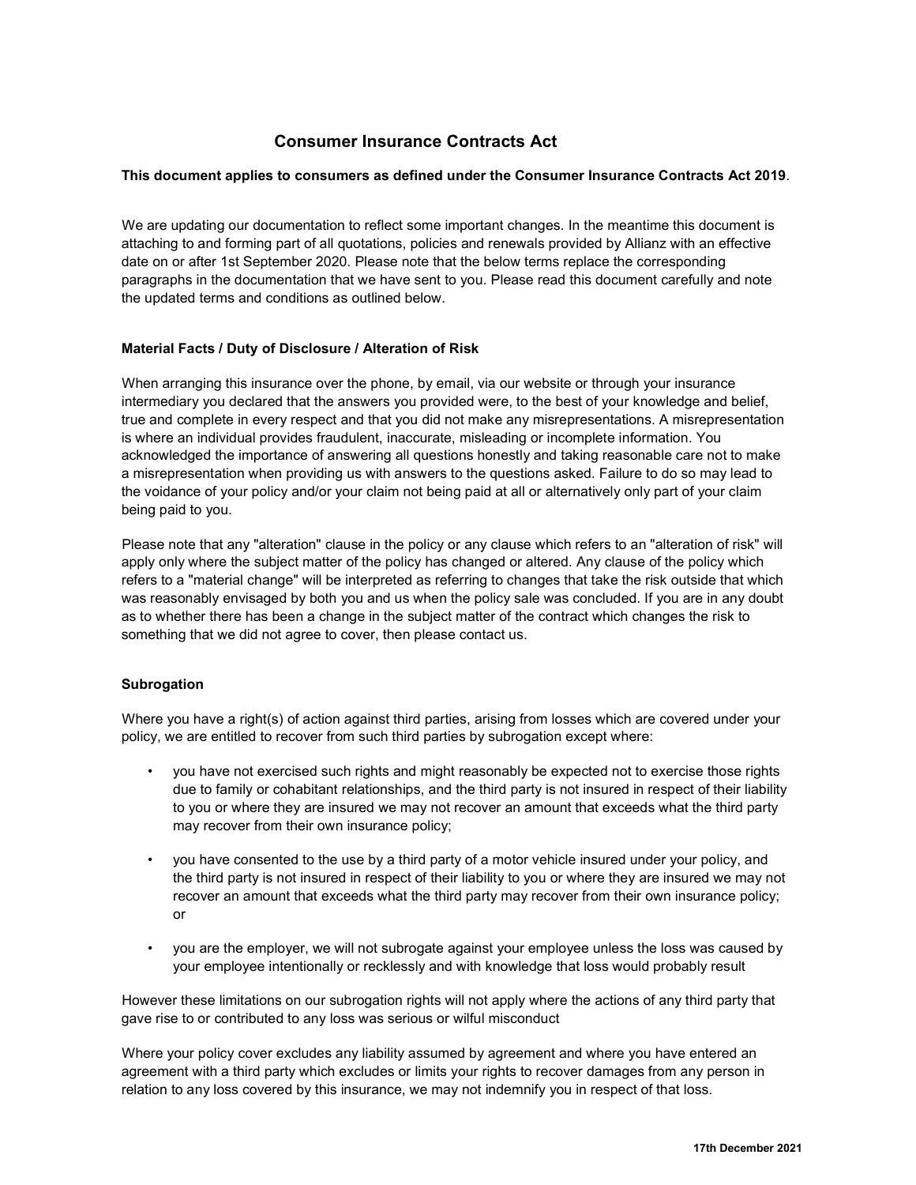# Consumer Insurance Contracts Act

**This document applies to consumers as defined under the Consumer Insurance Contracts Act 2019**.

We are updating our documentation to reflect some important changes. In the meantime this document is attaching to and forming part of all quotations, policies and renewals provided by Allianz with an effective date on or after 1st September 2020. Please note that the below terms replace the corresponding paragraphs in the documentation that we have sent to you. Please read this document carefully and note the updated terms and conditions as outlined below.

### Material Facts / Duty of Disclosure / Alteration of Risk

When arranging this insurance over the phone, by email, via our website or through your insurance intermediary you declared that the answers you provided were, to the best of your knowledge and belief, true and complete in every respect and that you did not make any misrepresentations. A misrepresentation is where an individual provides fraudulent, inaccurate, misleading or incomplete information. You acknowledged the importance of answering all questions honestly and taking reasonable care not to make a misrepresentation when providing us with answers to the questions asked. Failure to do so may lead to the voidance of your policy and/or your claim not being paid at all or alternatively only part of your claim being paid to you.

Please note that any "alteration" clause in the policy or any clause which refers to an "alteration of risk" will apply only where the subject matter of the policy has changed or altered. Any clause of the policy which refers to a "material change" will be interpreted as referring to changes that take the risk outside that which was reasonably envisaged by both you and us when the policy sale was concluded. If you are in any doubt as to whether there has been a change in the subject matter of the contract which changes the risk to something that we did not agree to cover, then please contact us.

### Subrogation

Where you have a right(s) of action against third parties, arising from losses which are covered under your policy, we are entitled to recover from such third parties by subrogation except where:

- you have not exercised such rights and might reasonably be expected not to exercise those rights due to family or cohabitant relationships, and the third party is not insured in respect of their liability to you or where they are insured we may not recover an amount that exceeds what the third party may recover from their own insurance policy;
- you have consented to the use by a third party of a motor vehicle insured under your policy, and the third party is not insured in respect of their liability to you or where they are insured we may not recover an amount that exceeds what the third party may recover from their own insurance policy; or
- you are the employer, we will not subrogate against your employee unless the loss was caused by your employee intentionally or recklessly and with knowledge that loss would probably result

However these limitations on our subrogation rights will not apply where the actions of any third party that gave rise to or contributed to any loss was serious or wilful misconduct

Where your policy cover excludes any liability assumed by agreement and where you have entered an agreement with a third party which excludes or limits your rights to recover damages from any person in relation to any loss covered by this insurance, we may not indemnify you in respect of that loss.

17th December 2021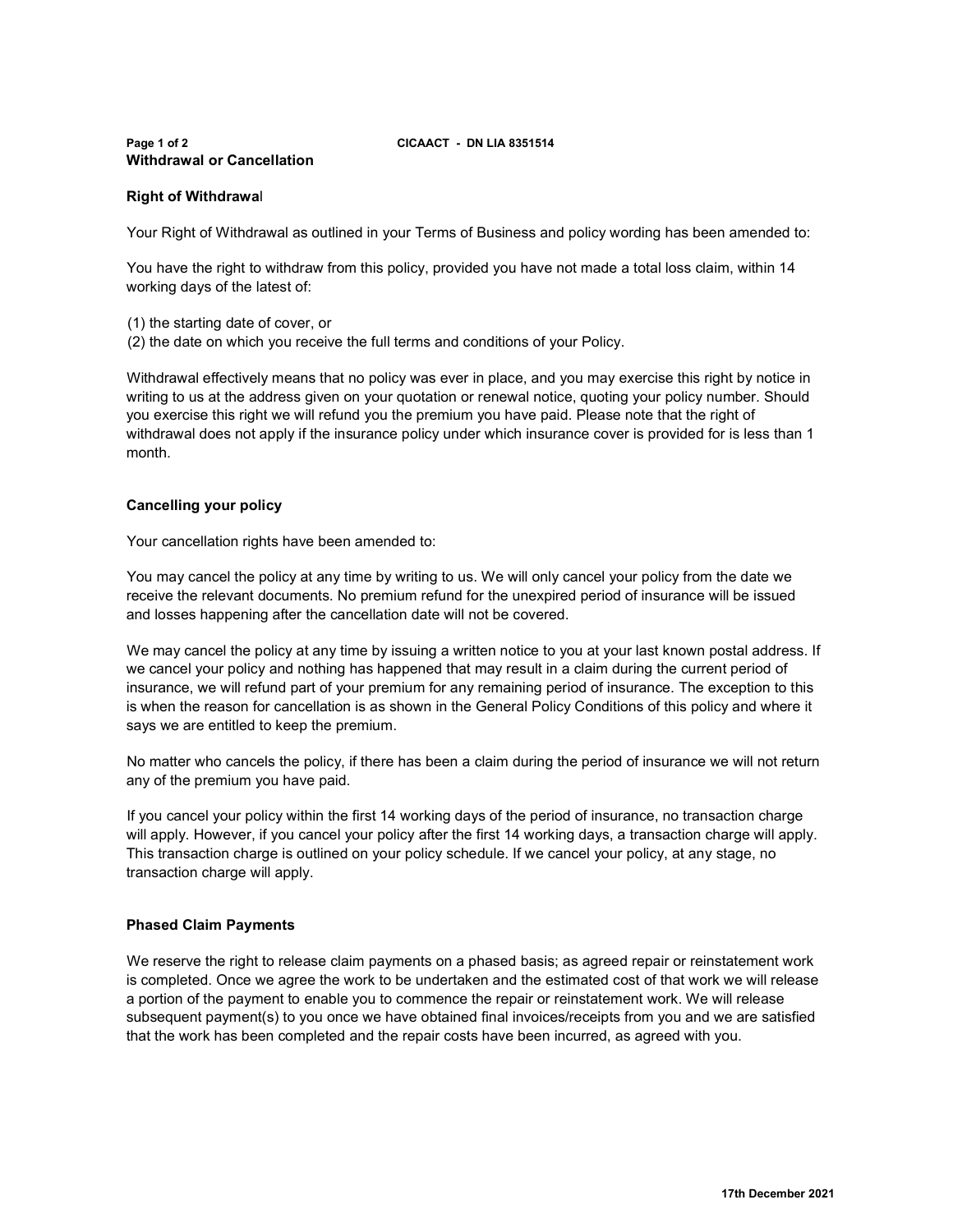CICAACT - DN LIA 8351514

## Withdrawal or Cancellation

### Right of Withdrawal

Your Right of Withdrawal as outlined in your Terms of Business and policy wording has been amended to:

You have the right to withdraw from this policy, provided you have not made a total loss claim, within 14 working days of the latest of:

(1) the starting date of cover, or
(2) the date on which you receive the full terms and conditions of your Policy.

Withdrawal effectively means that no policy was ever in place, and you may exercise this right by notice in writing to us at the address given on your quotation or renewal notice, quoting your policy number. Should you exercise this right we will refund you the premium you have paid. Please note that the right of withdrawal does not apply if the insurance policy under which insurance cover is provided for is less than 1 month.

### Cancelling your policy

Your cancellation rights have been amended to:

You may cancel the policy at any time by writing to us. We will only cancel your policy from the date we receive the relevant documents. No premium refund for the unexpired period of insurance will be issued and losses happening after the cancellation date will not be covered.

We may cancel the policy at any time by issuing a written notice to you at your last known postal address. If we cancel your policy and nothing has happened that may result in a claim during the current period of insurance, we will refund part of your premium for any remaining period of insurance. The exception to this is when the reason for cancellation is as shown in the General Policy Conditions of this policy and where it says we are entitled to keep the premium.

No matter who cancels the policy, if there has been a claim during the period of insurance we will not return any of the premium you have paid.

If you cancel your policy within the first 14 working days of the period of insurance, no transaction charge will apply. However, if you cancel your policy after the first 14 working days, a transaction charge will apply. This transaction charge is outlined on your policy schedule. If we cancel your policy, at any stage, no transaction charge will apply.

### Phased Claim Payments

We reserve the right to release claim payments on a phased basis; as agreed repair or reinstatement work is completed. Once we agree the work to be undertaken and the estimated cost of that work we will release a portion of the payment to enable you to commence the repair or reinstatement work. We will release subsequent payment(s) to you once we have obtained final invoices/receipts from you and we are satisfied that the work has been completed and the repair costs have been incurred, as agreed with you.

17th December 2021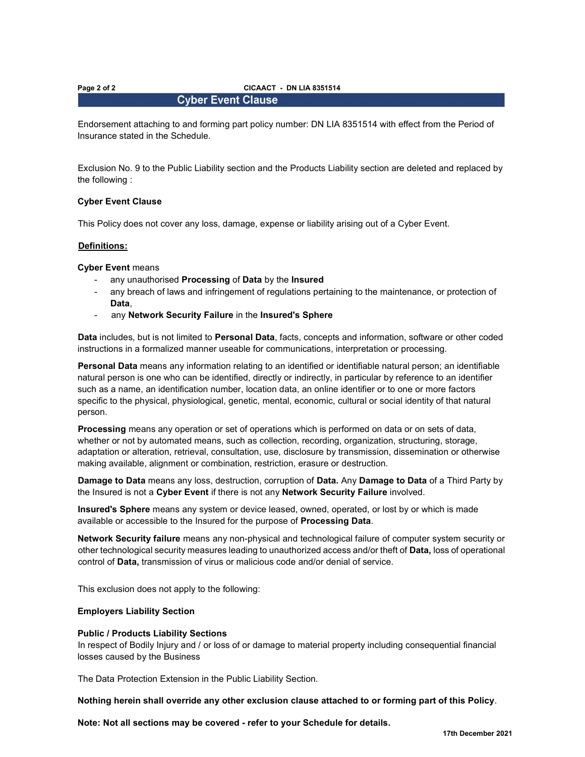# Cyber Event Clause

Endorsement attaching to and forming part policy number: DN LIA 8351514 with effect from the Period of Insurance stated in the Schedule.

Exclusion No. 9 to the Public Liability section and the Products Liability section are deleted and replaced by the following :

**Cyber Event Clause**

This Policy does not cover any loss, damage, expense or liability arising out of a Cyber Event.

**Definitions:**

**Cyber Event** means

- any unauthorised **Processing** of **Data** by the **Insured**
- any breach of laws and infringement of regulations pertaining to the maintenance, or protection of **Data**,
- any **Network Security Failure** in the **Insured's Sphere**

**Data** includes, but is not limited to **Personal Data**, facts, concepts and information, software or other coded instructions in a formalized manner useable for communications, interpretation or processing.

**Personal Data** means any information relating to an identified or identifiable natural person; an identifiable natural person is one who can be identified, directly or indirectly, in particular by reference to an identifier such as a name, an identification number, location data, an online identifier or to one or more factors specific to the physical, physiological, genetic, mental, economic, cultural or social identity of that natural person.

**Processing** means any operation or set of operations which is performed on data or on sets of data, whether or not by automated means, such as collection, recording, organization, structuring, storage, adaptation or alteration, retrieval, consultation, use, disclosure by transmission, dissemination or otherwise making available, alignment or combination, restriction, erasure or destruction.

**Damage to Data** means any loss, destruction, corruption of **Data.** Any **Damage to Data** of a Third Party by the Insured is not a **Cyber Event** if there is not any **Network Security Failure** involved.

**Insured's Sphere** means any system or device leased, owned, operated, or lost by or which is made available or accessible to the Insured for the purpose of **Processing Data**.

**Network Security failure** means any non-physical and technological failure of computer system security or other technological security measures leading to unauthorized access and/or theft of **Data,** loss of operational control of **Data,** transmission of virus or malicious code and/or denial of service.

This exclusion does not apply to the following:

**Employers Liability Section**

**Public / Products Liability Sections**
In respect of Bodily Injury and / or loss of or damage to material property including consequential financial losses caused by the Business

The Data Protection Extension in the Public Liability Section.

**Nothing herein shall override any other exclusion clause attached to or forming part of this Policy**.

**Note: Not all sections may be covered - refer to your Schedule for details.**

17th December 2021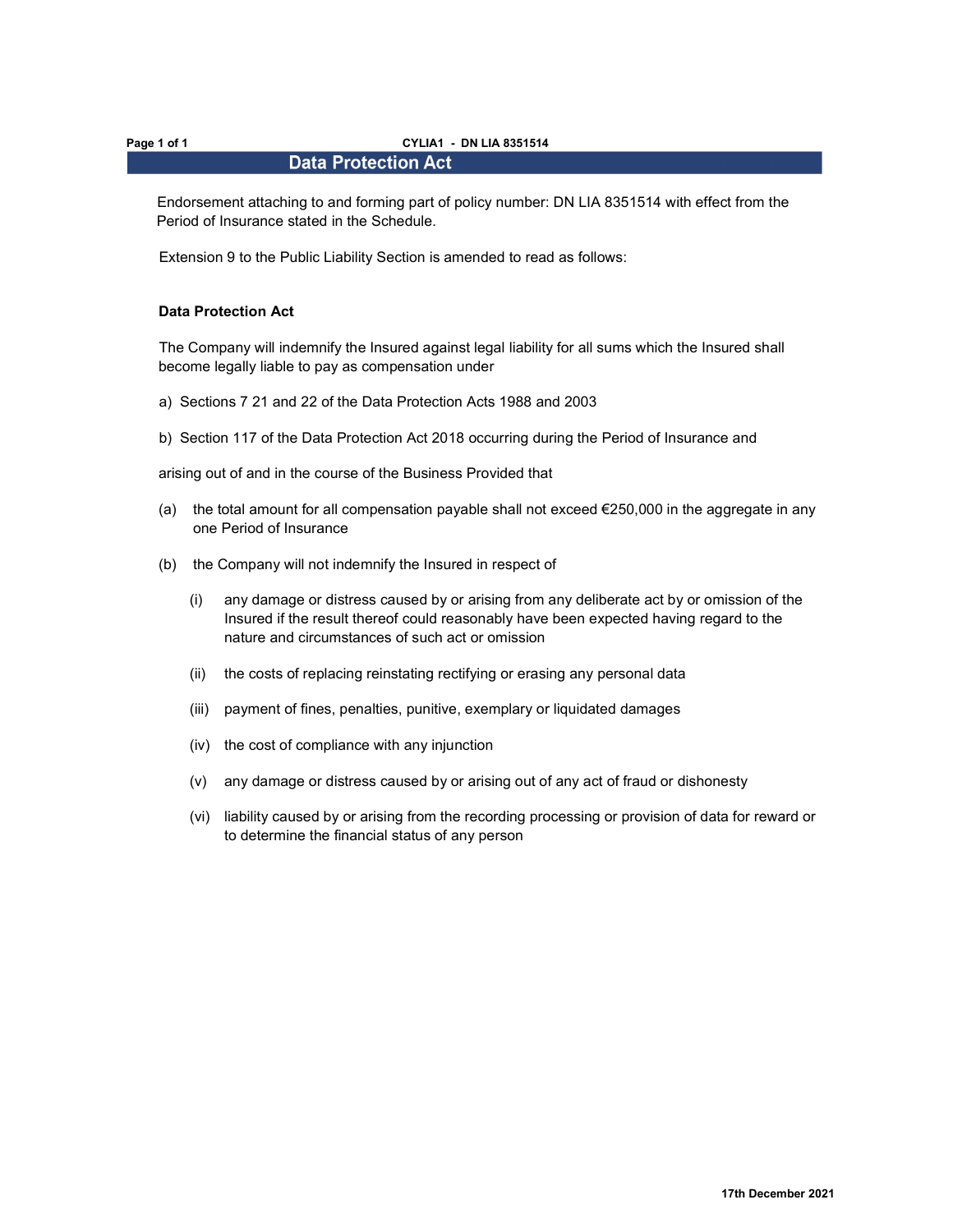## Data Protection Act

Endorsement attaching to and forming part of policy number: DN LIA 8351514 with effect from the Period of Insurance stated in the Schedule.

Extension 9 to the Public Liability Section is amended to read as follows:

**Data Protection Act**

The Company will indemnify the Insured against legal liability for all sums which the Insured shall become legally liable to pay as compensation under

a) Sections 7 21 and 22 of the Data Protection Acts 1988 and 2003

b) Section 117 of the Data Protection Act 2018 occurring during the Period of Insurance and

arising out of and in the course of the Business Provided that

(a) the total amount for all compensation payable shall not exceed €250,000 in the aggregate in any one Period of Insurance

(b) the Company will not indemnify the Insured in respect of

  (i) any damage or distress caused by or arising from any deliberate act by or omission of the Insured if the result thereof could reasonably have been expected having regard to the nature and circumstances of such act or omission

  (ii) the costs of replacing reinstating rectifying or erasing any personal data

  (iii) payment of fines, penalties, punitive, exemplary or liquidated damages

  (iv) the cost of compliance with any injunction

  (v) any damage or distress caused by or arising out of any act of fraud or dishonesty

  (vi) liability caused by or arising from the recording processing or provision of data for reward or to determine the financial status of any person

17th December 2021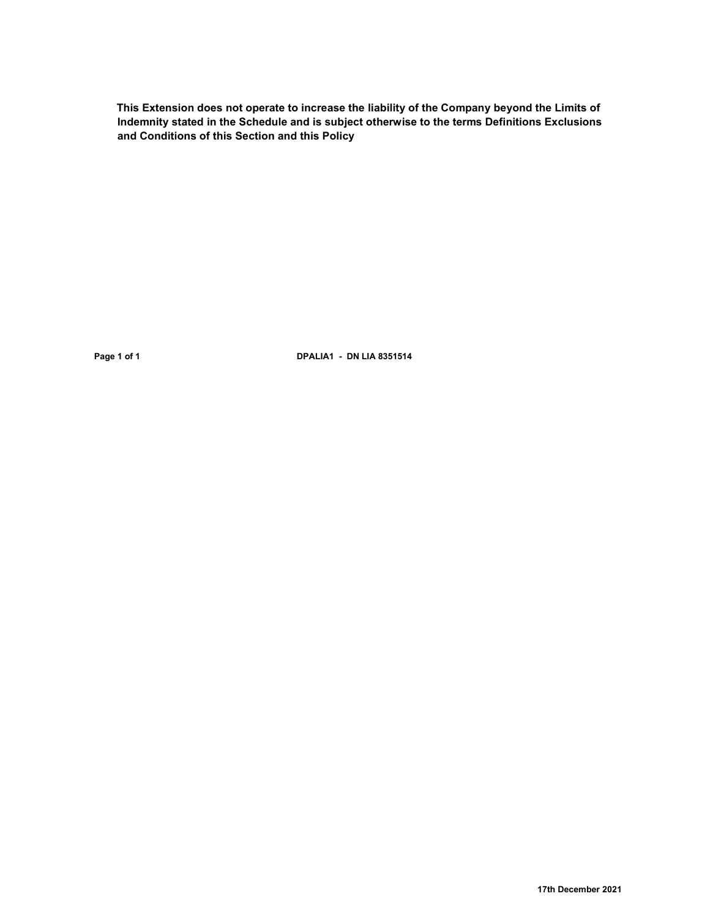**This Extension does not operate to increase the liability of the Company beyond the Limits of Indemnity stated in the Schedule and is subject otherwise to the terms Definitions Exclusions and Conditions of this Section and this Policy**

**DPALIA1 - DN LIA 8351514**

**17th December 2021**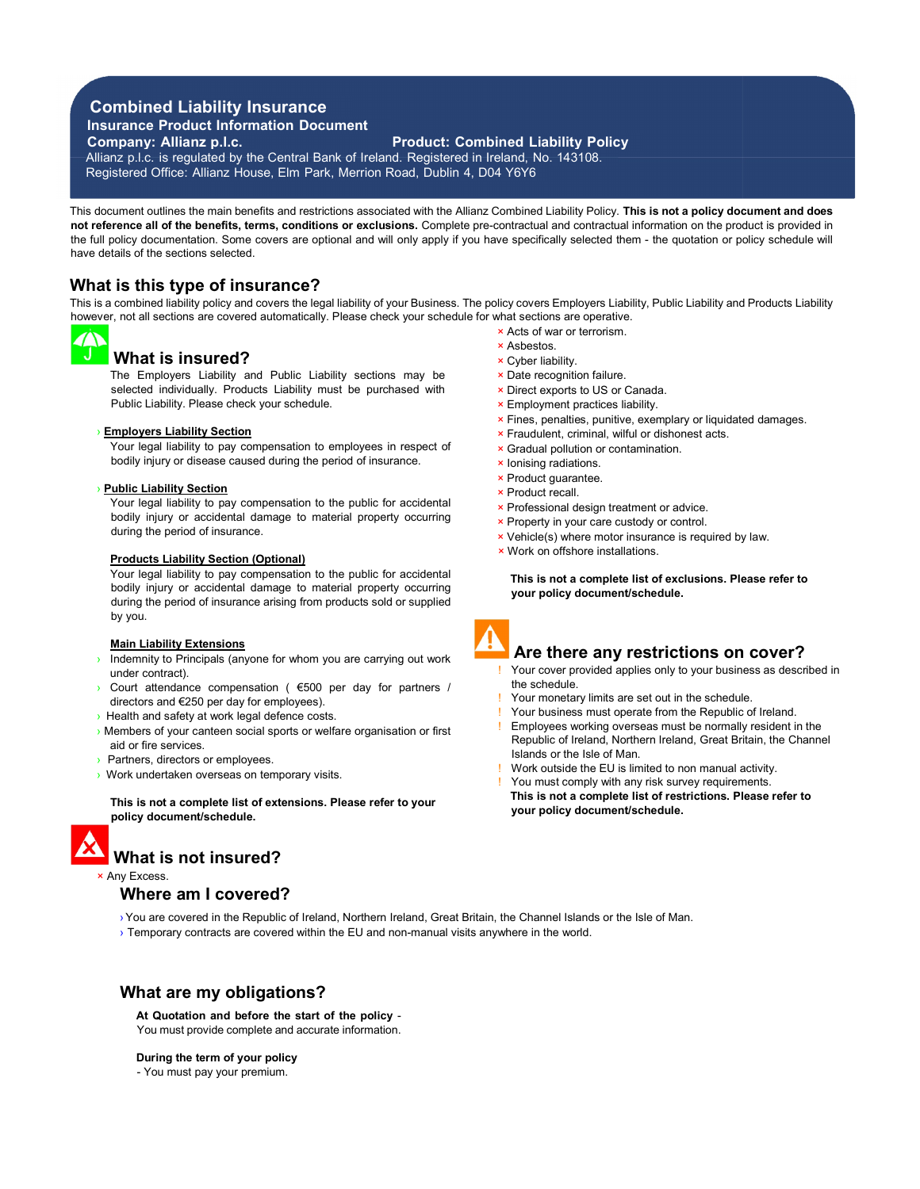# Combined Liability Insurance

**Insurance Product Information Document**

**Company: Allianz p.l.c.** **Product: Combined Liability Policy**

Allianz p.l.c. is regulated by the Central Bank of Ireland. Registered in Ireland, No. 143108.
Registered Office: Allianz House, Elm Park, Merrion Road, Dublin 4, D04 Y6Y6

This document outlines the main benefits and restrictions associated with the Allianz Combined Liability Policy. **This is not a policy document and does not reference all of the benefits, terms, conditions or exclusions.** Complete pre-contractual and contractual information on the product is provided in the full policy documentation. Some covers are optional and will only apply if you have specifically selected them - the quotation or policy schedule will have details of the sections selected.

## What is this type of insurance?

This is a combined liability policy and covers the legal liability of your Business. The policy covers Employers Liability, Public Liability and Products Liability however, not all sections are covered automatically. Please check your schedule for what sections are operative.

## What is insured?

The Employers Liability and Public Liability sections may be selected individually. Products Liability must be purchased with Public Liability. Please check your schedule.

› **Employers Liability Section**
Your legal liability to pay compensation to employees in respect of bodily injury or disease caused during the period of insurance.

› **Public Liability Section**
Your legal liability to pay compensation to the public for accidental bodily injury or accidental damage to material property occurring during the period of insurance.

**Products Liability Section (Optional)**
Your legal liability to pay compensation to the public for accidental bodily injury or accidental damage to material property occurring during the period of insurance arising from products sold or supplied by you.

**Main Liability Extensions**

- › Indemnity to Principals (anyone for whom you are carrying out work under contract).
- › Court attendance compensation ( €500 per day for partners / directors and €250 per day for employees).
- › Health and safety at work legal defence costs.
- › Members of your canteen social sports or welfare organisation or first aid or fire services.
- › Partners, directors or employees.
- › Work undertaken overseas on temporary visits.

**This is not a complete list of extensions. Please refer to your policy document/schedule.**

## What is not insured?

- × Any Excess.
- × Acts of war or terrorism.
- × Asbestos.
- × Cyber liability.
- × Date recognition failure.
- × Direct exports to US or Canada.
- × Employment practices liability.
- × Fines, penalties, punitive, exemplary or liquidated damages.
- × Fraudulent, criminal, wilful or dishonest acts.
- × Gradual pollution or contamination.
- × Ionising radiations.
- × Product guarantee.
- × Product recall.
- × Professional design treatment or advice.
- × Property in your care custody or control.
- × Vehicle(s) where motor insurance is required by law.
- × Work on offshore installations.

**This is not a complete list of exclusions. Please refer to your policy document/schedule.**

## Are there any restrictions on cover?

- ! Your cover provided applies only to your business as described in the schedule.
- ! Your monetary limits are set out in the schedule.
- ! Your business must operate from the Republic of Ireland.
- ! Employees working overseas must be normally resident in the Republic of Ireland, Northern Ireland, Great Britain, the Channel Islands or the Isle of Man.
- ! Work outside the EU is limited to non manual activity.
- ! You must comply with any risk survey requirements.

**This is not a complete list of restrictions. Please refer to your policy document/schedule.**

## Where am I covered?

- › You are covered in the Republic of Ireland, Northern Ireland, Great Britain, the Channel Islands or the Isle of Man.
- › Temporary contracts are covered within the EU and non-manual visits anywhere in the world.

## What are my obligations?

**At Quotation and before the start of the policy** -
You must provide complete and accurate information.

**During the term of your policy**
- You must pay your premium.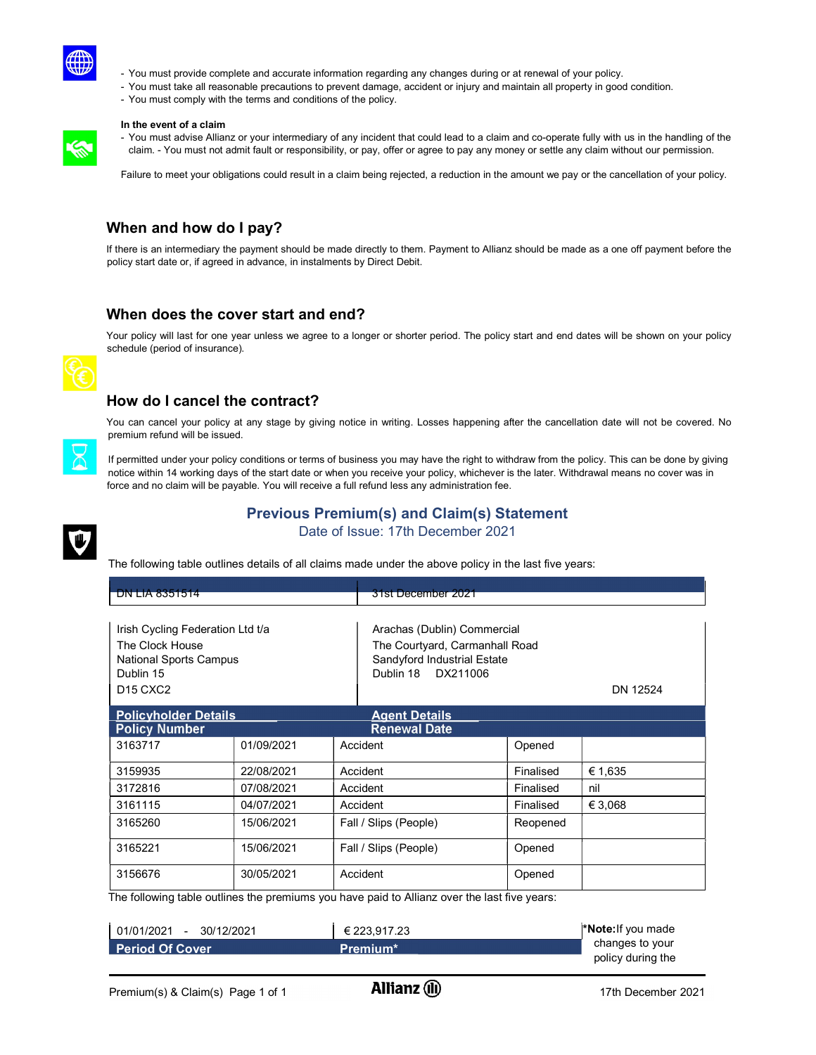- You must provide complete and accurate information regarding any changes during or at renewal of your policy.
- You must take all reasonable precautions to prevent damage, accident or injury and maintain all property in good condition.
- You must comply with the terms and conditions of the policy.

**In the event of a claim**

- You must advise Allianz or your intermediary of any incident that could lead to a claim and co-operate fully with us in the handling of the claim. - You must not admit fault or responsibility, or pay, offer or agree to pay any money or settle any claim without our permission.

Failure to meet your obligations could result in a claim being rejected, a reduction in the amount we pay or the cancellation of your policy.

## When and how do I pay?

If there is an intermediary the payment should be made directly to them. Payment to Allianz should be made as a one off payment before the policy start date or, if agreed in advance, in instalments by Direct Debit.

## When does the cover start and end?

Your policy will last for one year unless we agree to a longer or shorter period. The policy start and end dates will be shown on your policy schedule (period of insurance).

## How do I cancel the contract?

You can cancel your policy at any stage by giving notice in writing. Losses happening after the cancellation date will not be covered. No premium refund will be issued.

If permitted under your policy conditions or terms of business you may have the right to withdraw from the policy. This can be done by giving notice within 14 working days of the start date or when you receive your policy, whichever is the later. Withdrawal means no cover was in force and no claim will be payable. You will receive a full refund less any administration fee.

## Previous Premium(s) and Claim(s) Statement

Date of Issue: 17th December 2021

The following table outlines details of all claims made under the above policy in the last five years:

| Policy Number | Renewal Date |
|---|---|
| DN LIA 8351514 | 31st December 2021 |

| Policyholder Details | Agent Details |
|---|---|
| Irish Cycling Federation Ltd t/a<br>The Clock House<br>National Sports Campus<br>Dublin 15<br>D15 CXC2 | Arachas (Dublin) Commercial<br>The Courtyard, Carmanhall Road<br>Sandyford Industrial Estate<br>Dublin 18 DX211006<br>DN 12524 |

| | | | | |
|---|---|---|---|---|
| 3163717 | 01/09/2021 | Accident | Opened | |
| 3159935 | 22/08/2021 | Accident | Finalised | € 1,635 |
| 3172816 | 07/08/2021 | Accident | Finalised | nil |
| 3161115 | 04/07/2021 | Accident | Finalised | € 3,068 |
| 3165260 | 15/06/2021 | Fall / Slips (People) | Reopened | |
| 3165221 | 15/06/2021 | Fall / Slips (People) | Opened | |
| 3156676 | 30/05/2021 | Accident | Opened | |

The following table outlines the premiums you have paid to Allianz over the last five years:

| Period Of Cover | Premium* |
|---|---|
| 01/01/2021 - 30/12/2021 | € 223,917.23 |

***Note:** If you made changes to your policy during the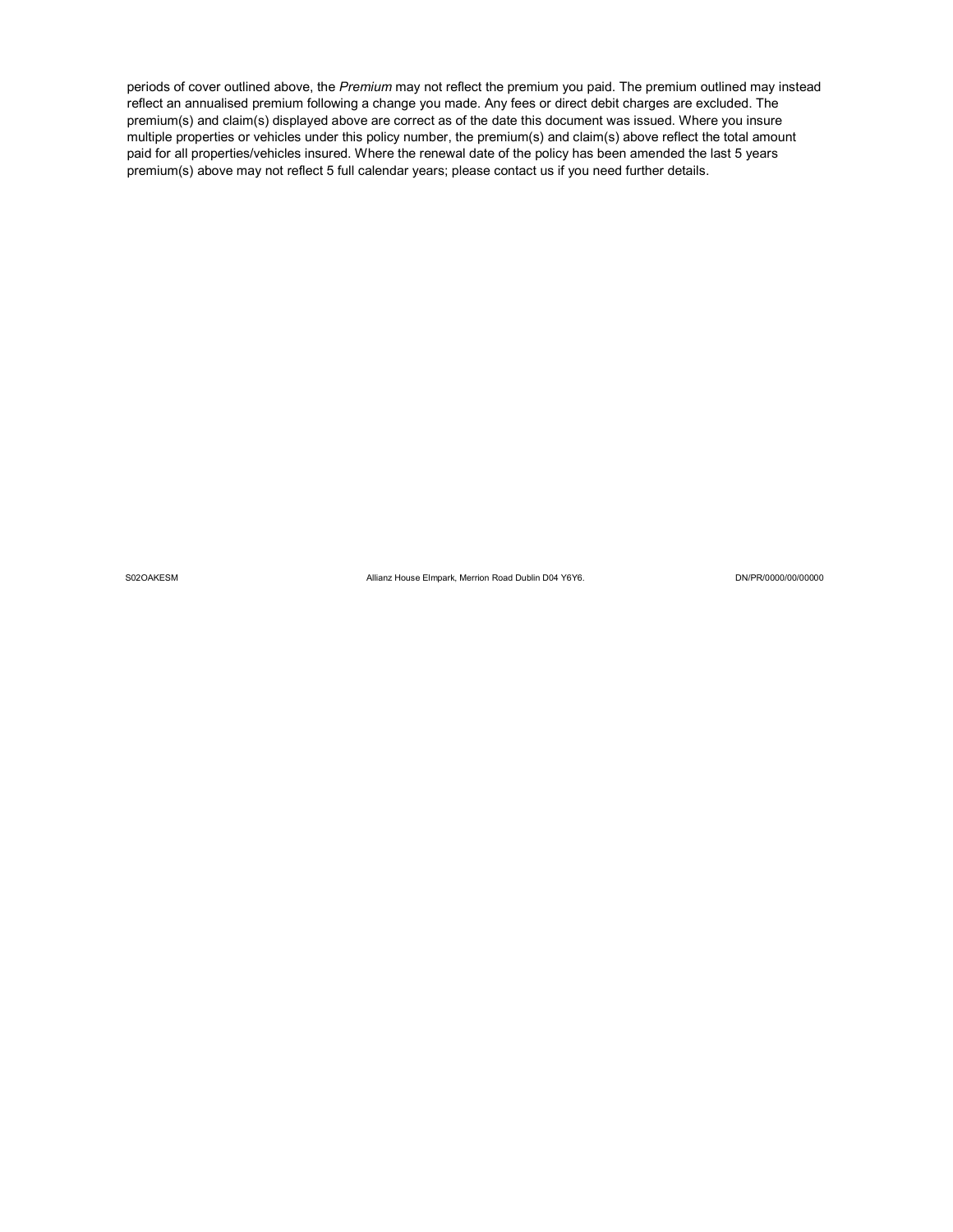periods of cover outlined above, the *Premium* may not reflect the premium you paid. The premium outlined may instead reflect an annualised premium following a change you made. Any fees or direct debit charges are excluded. The premium(s) and claim(s) displayed above are correct as of the date this document was issued. Where you insure multiple properties or vehicles under this policy number, the premium(s) and claim(s) above reflect the total amount paid for all properties/vehicles insured. Where the renewal date of the policy has been amended the last 5 years premium(s) above may not reflect 5 full calendar years; please contact us if you need further details.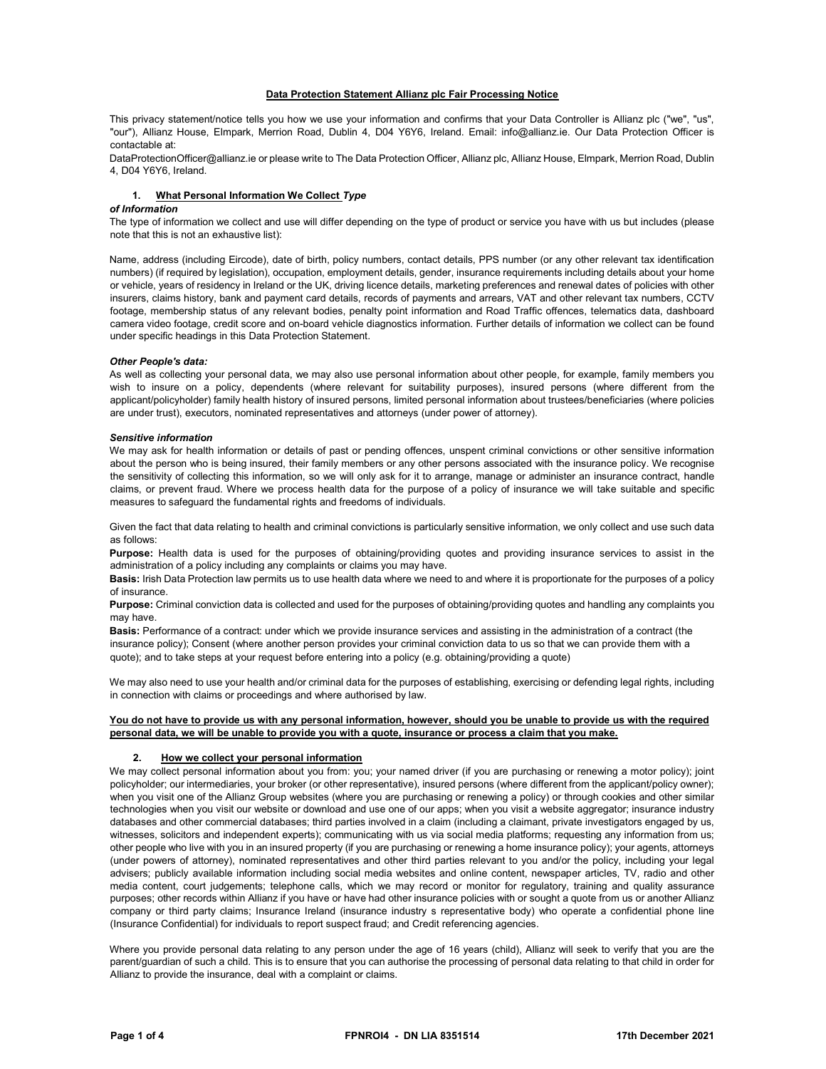# Data Protection Statement Allianz plc Fair Processing Notice

This privacy statement/notice tells you how we use your information and confirms that your Data Controller is Allianz plc ("we", "us", "our"), Allianz House, Elmpark, Merrion Road, Dublin 4, D04 Y6Y6, Ireland. Email: info@allianz.ie. Our Data Protection Officer is contactable at:
DataProtectionOfficer@allianz.ie or please write to The Data Protection Officer, Allianz plc, Allianz House, Elmpark, Merrion Road, Dublin 4, D04 Y6Y6, Ireland.

## 1. What Personal Information We Collect

### *Type of Information*

The type of information we collect and use will differ depending on the type of product or service you have with us but includes (please note that this is not an exhaustive list):

Name, address (including Eircode), date of birth, policy numbers, contact details, PPS number (or any other relevant tax identification numbers) (if required by legislation), occupation, employment details, gender, insurance requirements including details about your home or vehicle, years of residency in Ireland or the UK, driving licence details, marketing preferences and renewal dates of policies with other insurers, claims history, bank and payment card details, records of payments and arrears, VAT and other relevant tax numbers, CCTV footage, membership status of any relevant bodies, penalty point information and Road Traffic offences, telematics data, dashboard camera video footage, credit score and on-board vehicle diagnostics information. Further details of information we collect can be found under specific headings in this Data Protection Statement.

### *Other People's data:*

As well as collecting your personal data, we may also use personal information about other people, for example, family members you wish to insure on a policy, dependents (where relevant for suitability purposes), insured persons (where different from the applicant/policyholder) family health history of insured persons, limited personal information about trustees/beneficiaries (where policies are under trust), executors, nominated representatives and attorneys (under power of attorney).

### *Sensitive information*

We may ask for health information or details of past or pending offences, unspent criminal convictions or other sensitive information about the person who is being insured, their family members or any other persons associated with the insurance policy. We recognise the sensitivity of collecting this information, so we will only ask for it to arrange, manage or administer an insurance contract, handle claims, or prevent fraud. Where we process health data for the purpose of a policy of insurance we will take suitable and specific measures to safeguard the fundamental rights and freedoms of individuals.

Given the fact that data relating to health and criminal convictions is particularly sensitive information, we only collect and use such data as follows:

**Purpose:** Health data is used for the purposes of obtaining/providing quotes and providing insurance services to assist in the administration of a policy including any complaints or claims you may have.

**Basis:** Irish Data Protection law permits us to use health data where we need to and where it is proportionate for the purposes of a policy of insurance.

**Purpose:** Criminal conviction data is collected and used for the purposes of obtaining/providing quotes and handling any complaints you may have.

**Basis:** Performance of a contract: under which we provide insurance services and assisting in the administration of a contract (the insurance policy); Consent (where another person provides your criminal conviction data to us so that we can provide them with a quote); and to take steps at your request before entering into a policy (e.g. obtaining/providing a quote)

We may also need to use your health and/or criminal data for the purposes of establishing, exercising or defending legal rights, including in connection with claims or proceedings and where authorised by law.

**You do not have to provide us with any personal information, however, should you be unable to provide us with the required personal data, we will be unable to provide you with a quote, insurance or process a claim that you make.**

## 2. How we collect your personal information

We may collect personal information about you from: you; your named driver (if you are purchasing or renewing a motor policy); joint policyholder; our intermediaries, your broker (or other representative), insured persons (where different from the applicant/policy owner); when you visit one of the Allianz Group websites (where you are purchasing or renewing a policy) or through cookies and other similar technologies when you visit our website or download and use one of our apps; when you visit a website aggregator; insurance industry databases and other commercial databases; third parties involved in a claim (including a claimant, private investigators engaged by us, witnesses, solicitors and independent experts); communicating with us via social media platforms; requesting any information from us; other people who live with you in an insured property (if you are purchasing or renewing a home insurance policy); your agents, attorneys (under powers of attorney), nominated representatives and other third parties relevant to you and/or the policy, including your legal advisers; publicly available information including social media websites and online content, newspaper articles, TV, radio and other media content, court judgements; telephone calls, which we may record or monitor for regulatory, training and quality assurance purposes; other records within Allianz if you have or have had other insurance policies with or sought a quote from us or another Allianz company or third party claims; Insurance Ireland (insurance industry s representative body) who operate a confidential phone line (Insurance Confidential) for individuals to report suspect fraud; and Credit referencing agencies.

Where you provide personal data relating to any person under the age of 16 years (child), Allianz will seek to verify that you are the parent/guardian of such a child. This is to ensure that you can authorise the processing of personal data relating to that child in order for Allianz to provide the insurance, deal with a complaint or claims.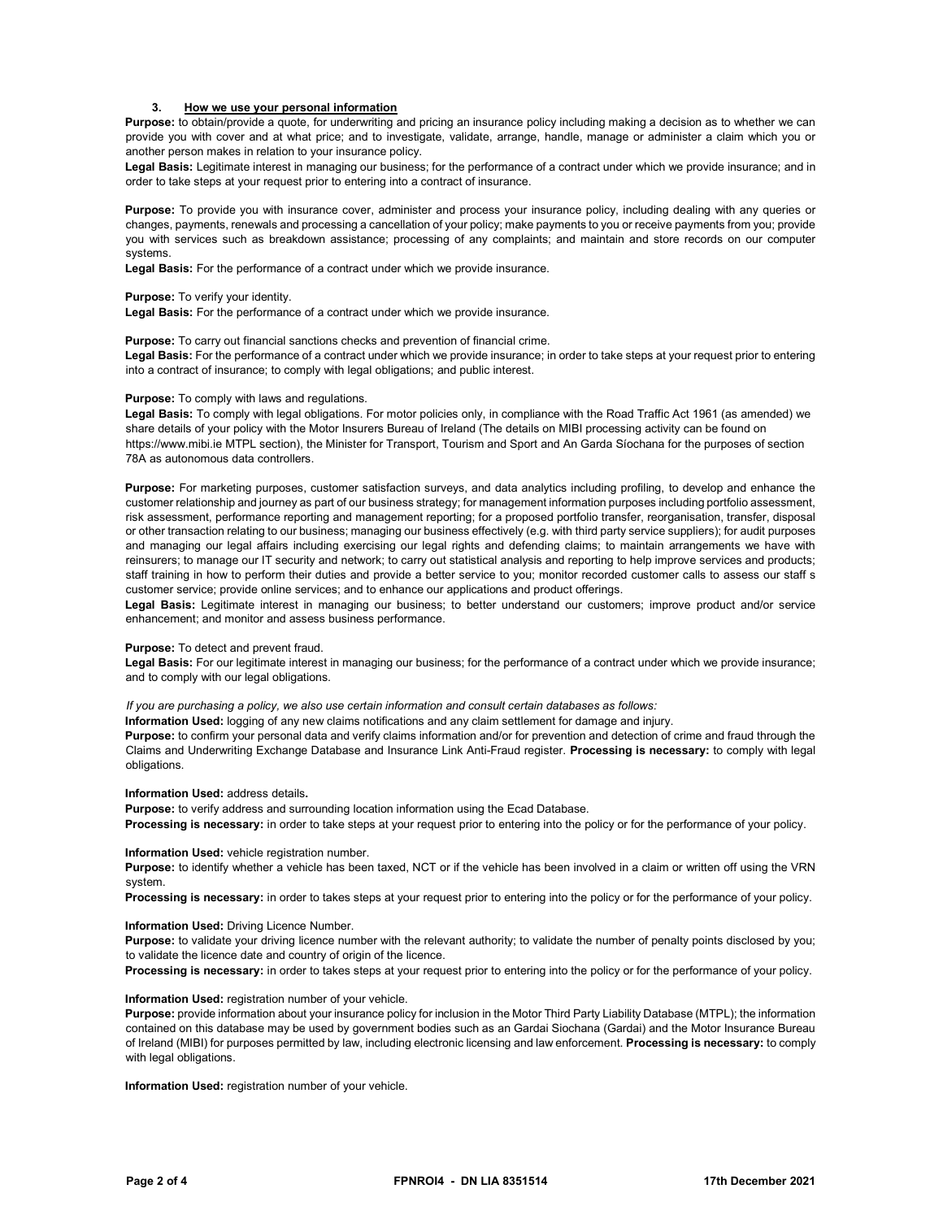## 3. How we use your personal information

**Purpose:** to obtain/provide a quote, for underwriting and pricing an insurance policy including making a decision as to whether we can provide you with cover and at what price; and to investigate, validate, arrange, handle, manage or administer a claim which you or another person makes in relation to your insurance policy.

**Legal Basis:** Legitimate interest in managing our business; for the performance of a contract under which we provide insurance; and in order to take steps at your request prior to entering into a contract of insurance.

**Purpose:** To provide you with insurance cover, administer and process your insurance policy, including dealing with any queries or changes, payments, renewals and processing a cancellation of your policy; make payments to you or receive payments from you; provide you with services such as breakdown assistance; processing of any complaints; and maintain and store records on our computer systems.

**Legal Basis:** For the performance of a contract under which we provide insurance.

**Purpose:** To verify your identity.

**Legal Basis:** For the performance of a contract under which we provide insurance.

**Purpose:** To carry out financial sanctions checks and prevention of financial crime.

**Legal Basis:** For the performance of a contract under which we provide insurance; in order to take steps at your request prior to entering into a contract of insurance; to comply with legal obligations; and public interest.

**Purpose:** To comply with laws and regulations.

**Legal Basis:** To comply with legal obligations. For motor policies only, in compliance with the Road Traffic Act 1961 (as amended) we share details of your policy with the Motor Insurers Bureau of Ireland (The details on MIBI processing activity can be found on https://www.mibi.ie MTPL section), the Minister for Transport, Tourism and Sport and An Garda Síochana for the purposes of section 78A as autonomous data controllers.

**Purpose:** For marketing purposes, customer satisfaction surveys, and data analytics including profiling, to develop and enhance the customer relationship and journey as part of our business strategy; for management information purposes including portfolio assessment, risk assessment, performance reporting and management reporting; for a proposed portfolio transfer, reorganisation, transfer, disposal or other transaction relating to our business; managing our business effectively (e.g. with third party service suppliers); for audit purposes and managing our legal affairs including exercising our legal rights and defending claims; to maintain arrangements we have with reinsurers; to manage our IT security and network; to carry out statistical analysis and reporting to help improve services and products; staff training in how to perform their duties and provide a better service to you; monitor recorded customer calls to assess our staff s customer service; provide online services; and to enhance our applications and product offerings.

**Legal Basis:** Legitimate interest in managing our business; to better understand our customers; improve product and/or service enhancement; and monitor and assess business performance.

**Purpose:** To detect and prevent fraud.

**Legal Basis:** For our legitimate interest in managing our business; for the performance of a contract under which we provide insurance; and to comply with our legal obligations.

*If you are purchasing a policy, we also use certain information and consult certain databases as follows:*

**Information Used:** logging of any new claims notifications and any claim settlement for damage and injury.

**Purpose:** to confirm your personal data and verify claims information and/or for prevention and detection of crime and fraud through the Claims and Underwriting Exchange Database and Insurance Link Anti-Fraud register. **Processing is necessary:** to comply with legal obligations.

**Information Used:** address details**.**

**Purpose:** to verify address and surrounding location information using the Ecad Database.

**Processing is necessary:** in order to take steps at your request prior to entering into the policy or for the performance of your policy.

**Information Used:** vehicle registration number.

**Purpose:** to identify whether a vehicle has been taxed, NCT or if the vehicle has been involved in a claim or written off using the VRN system.

**Processing is necessary:** in order to takes steps at your request prior to entering into the policy or for the performance of your policy.

**Information Used:** Driving Licence Number.

**Purpose:** to validate your driving licence number with the relevant authority; to validate the number of penalty points disclosed by you; to validate the licence date and country of origin of the licence.

**Processing is necessary:** in order to takes steps at your request prior to entering into the policy or for the performance of your policy.

**Information Used:** registration number of your vehicle.

**Purpose:** provide information about your insurance policy for inclusion in the Motor Third Party Liability Database (MTPL); the information contained on this database may be used by government bodies such as an Gardai Siochana (Gardai) and the Motor Insurance Bureau of Ireland (MIBI) for purposes permitted by law, including electronic licensing and law enforcement. **Processing is necessary:** to comply with legal obligations.

**Information Used:** registration number of your vehicle.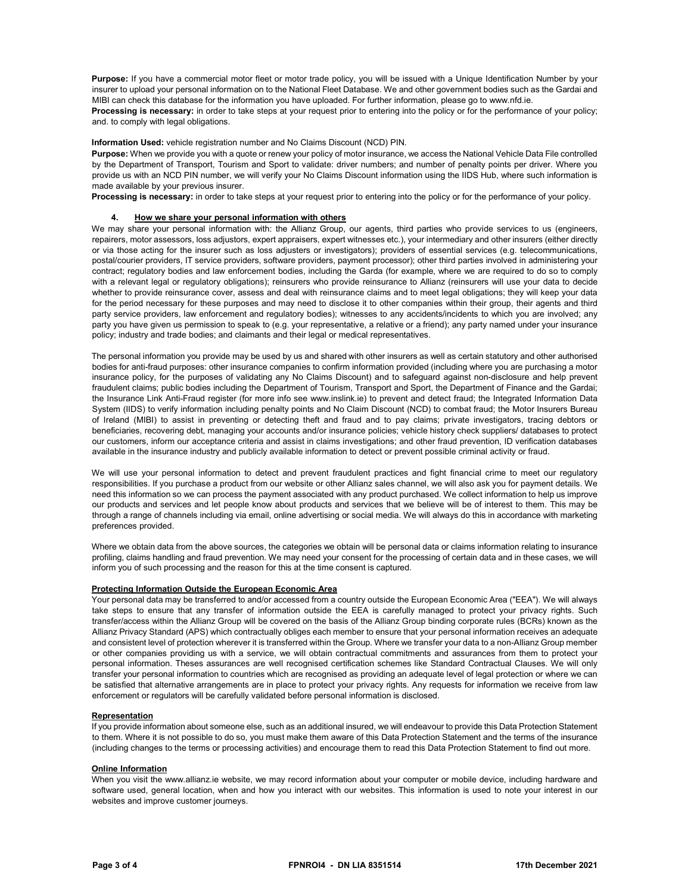**Purpose:** If you have a commercial motor fleet or motor trade policy, you will be issued with a Unique Identification Number by your insurer to upload your personal information on to the National Fleet Database. We and other government bodies such as the Gardai and MIBI can check this database for the information you have uploaded. For further information, please go to www.nfd.ie.

**Processing is necessary:** in order to take steps at your request prior to entering into the policy or for the performance of your policy; and. to comply with legal obligations.

**Information Used:** vehicle registration number and No Claims Discount (NCD) PIN.

**Purpose:** When we provide you with a quote or renew your policy of motor insurance, we access the National Vehicle Data File controlled by the Department of Transport, Tourism and Sport to validate: driver numbers; and number of penalty points per driver. Where you provide us with an NCD PIN number, we will verify your No Claims Discount information using the IIDS Hub, where such information is made available by your previous insurer.

**Processing is necessary:** in order to take steps at your request prior to entering into the policy or for the performance of your policy.

## 4. How we share your personal information with others

We may share your personal information with: the Allianz Group, our agents, third parties who provide services to us (engineers, repairers, motor assessors, loss adjustors, expert appraisers, expert witnesses etc.), your intermediary and other insurers (either directly or via those acting for the insurer such as loss adjusters or investigators); providers of essential services (e.g. telecommunications, postal/courier providers, IT service providers, software providers, payment processor); other third parties involved in administering your contract; regulatory bodies and law enforcement bodies, including the Garda (for example, where we are required to do so to comply with a relevant legal or regulatory obligations); reinsurers who provide reinsurance to Allianz (reinsurers will use your data to decide whether to provide reinsurance cover, assess and deal with reinsurance claims and to meet legal obligations; they will keep your data for the period necessary for these purposes and may need to disclose it to other companies within their group, their agents and third party service providers, law enforcement and regulatory bodies); witnesses to any accidents/incidents to which you are involved; any party you have given us permission to speak to (e.g. your representative, a relative or a friend); any party named under your insurance policy; industry and trade bodies; and claimants and their legal or medical representatives.

The personal information you provide may be used by us and shared with other insurers as well as certain statutory and other authorised bodies for anti-fraud purposes: other insurance companies to confirm information provided (including where you are purchasing a motor insurance policy, for the purposes of validating any No Claims Discount) and to safeguard against non-disclosure and help prevent fraudulent claims; public bodies including the Department of Tourism, Transport and Sport, the Department of Finance and the Gardai; the Insurance Link Anti-Fraud register (for more info see www.inslink.ie) to prevent and detect fraud; the Integrated Information Data System (IIDS) to verify information including penalty points and No Claim Discount (NCD) to combat fraud; the Motor Insurers Bureau of Ireland (MIBI) to assist in preventing or detecting theft and fraud and to pay claims; private investigators, tracing debtors or beneficiaries, recovering debt, managing your accounts and/or insurance policies; vehicle history check suppliers/ databases to protect our customers, inform our acceptance criteria and assist in claims investigations; and other fraud prevention, ID verification databases available in the insurance industry and publicly available information to detect or prevent possible criminal activity or fraud.

We will use your personal information to detect and prevent fraudulent practices and fight financial crime to meet our regulatory responsibilities. If you purchase a product from our website or other Allianz sales channel, we will also ask you for payment details. We need this information so we can process the payment associated with any product purchased. We collect information to help us improve our products and services and let people know about products and services that we believe will be of interest to them. This may be through a range of channels including via email, online advertising or social media. We will always do this in accordance with marketing preferences provided.

Where we obtain data from the above sources, the categories we obtain will be personal data or claims information relating to insurance profiling, claims handling and fraud prevention. We may need your consent for the processing of certain data and in these cases, we will inform you of such processing and the reason for this at the time consent is captured.

### Protecting Information Outside the European Economic Area

Your personal data may be transferred to and/or accessed from a country outside the European Economic Area ("EEA"). We will always take steps to ensure that any transfer of information outside the EEA is carefully managed to protect your privacy rights. Such transfer/access within the Allianz Group will be covered on the basis of the Allianz Group binding corporate rules (BCRs) known as the Allianz Privacy Standard (APS) which contractually obliges each member to ensure that your personal information receives an adequate and consistent level of protection wherever it is transferred within the Group. Where we transfer your data to a non-Allianz Group member or other companies providing us with a service, we will obtain contractual commitments and assurances from them to protect your personal information. Theses assurances are well recognised certification schemes like Standard Contractual Clauses. We will only transfer your personal information to countries which are recognised as providing an adequate level of legal protection or where we can be satisfied that alternative arrangements are in place to protect your privacy rights. Any requests for information we receive from law enforcement or regulators will be carefully validated before personal information is disclosed.

### Representation

If you provide information about someone else, such as an additional insured, we will endeavour to provide this Data Protection Statement to them. Where it is not possible to do so, you must make them aware of this Data Protection Statement and the terms of the insurance (including changes to the terms or processing activities) and encourage them to read this Data Protection Statement to find out more.

### Online Information

When you visit the www.allianz.ie website, we may record information about your computer or mobile device, including hardware and software used, general location, when and how you interact with our websites. This information is used to note your interest in our websites and improve customer journeys.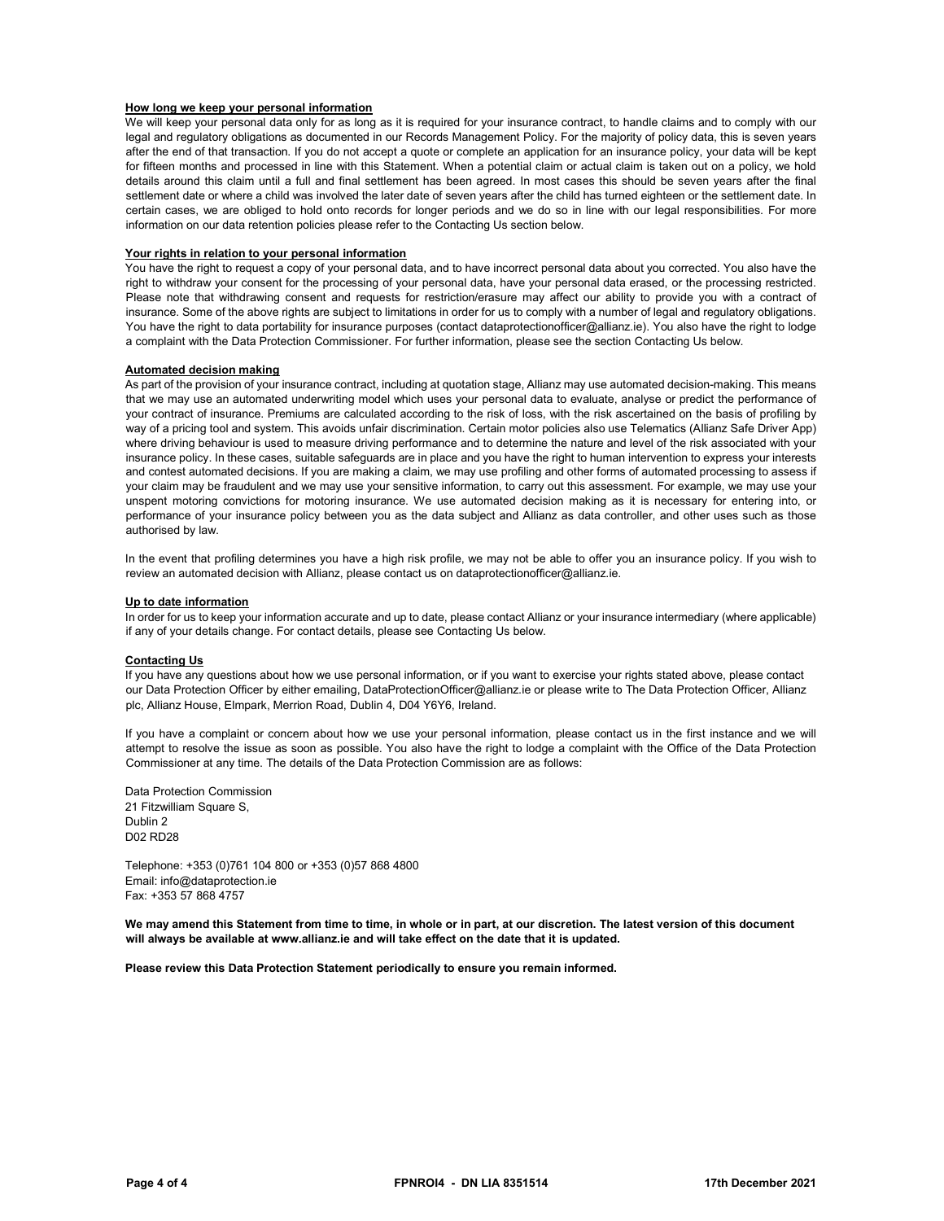**How long we keep your personal information**

We will keep your personal data only for as long as it is required for your insurance contract, to handle claims and to comply with our legal and regulatory obligations as documented in our Records Management Policy. For the majority of policy data, this is seven years after the end of that transaction. If you do not accept a quote or complete an application for an insurance policy, your data will be kept for fifteen months and processed in line with this Statement. When a potential claim or actual claim is taken out on a policy, we hold details around this claim until a full and final settlement has been agreed. In most cases this should be seven years after the final settlement date or where a child was involved the later date of seven years after the child has turned eighteen or the settlement date. In certain cases, we are obliged to hold onto records for longer periods and we do so in line with our legal responsibilities. For more information on our data retention policies please refer to the Contacting Us section below.

**Your rights in relation to your personal information**

You have the right to request a copy of your personal data, and to have incorrect personal data about you corrected. You also have the right to withdraw your consent for the processing of your personal data, have your personal data erased, or the processing restricted. Please note that withdrawing consent and requests for restriction/erasure may affect our ability to provide you with a contract of insurance. Some of the above rights are subject to limitations in order for us to comply with a number of legal and regulatory obligations. You have the right to data portability for insurance purposes (contact dataprotectionofficer@allianz.ie). You also have the right to lodge a complaint with the Data Protection Commissioner. For further information, please see the section Contacting Us below.

**Automated decision making**

As part of the provision of your insurance contract, including at quotation stage, Allianz may use automated decision-making. This means that we may use an automated underwriting model which uses your personal data to evaluate, analyse or predict the performance of your contract of insurance. Premiums are calculated according to the risk of loss, with the risk ascertained on the basis of profiling by way of a pricing tool and system. This avoids unfair discrimination. Certain motor policies also use Telematics (Allianz Safe Driver App) where driving behaviour is used to measure driving performance and to determine the nature and level of the risk associated with your insurance policy. In these cases, suitable safeguards are in place and you have the right to human intervention to express your interests and contest automated decisions. If you are making a claim, we may use profiling and other forms of automated processing to assess if your claim may be fraudulent and we may use your sensitive information, to carry out this assessment. For example, we may use your unspent motoring convictions for motoring insurance. We use automated decision making as it is necessary for entering into, or performance of your insurance policy between you as the data subject and Allianz as data controller, and other uses such as those authorised by law.

In the event that profiling determines you have a high risk profile, we may not be able to offer you an insurance policy. If you wish to review an automated decision with Allianz, please contact us on dataprotectionofficer@allianz.ie.

**Up to date information**

In order for us to keep your information accurate and up to date, please contact Allianz or your insurance intermediary (where applicable) if any of your details change. For contact details, please see Contacting Us below.

**Contacting Us**

If you have any questions about how we use personal information, or if you want to exercise your rights stated above, please contact our Data Protection Officer by either emailing, DataProtectionOfficer@allianz.ie or please write to The Data Protection Officer, Allianz plc, Allianz House, Elmpark, Merrion Road, Dublin 4, D04 Y6Y6, Ireland.

If you have a complaint or concern about how we use your personal information, please contact us in the first instance and we will attempt to resolve the issue as soon as possible. You also have the right to lodge a complaint with the Office of the Data Protection Commissioner at any time. The details of the Data Protection Commission are as follows:

Data Protection Commission
21 Fitzwilliam Square S,
Dublin 2
D02 RD28

Telephone: +353 (0)761 104 800 or +353 (0)57 868 4800
Email: info@dataprotection.ie
Fax: +353 57 868 4757

**We may amend this Statement from time to time, in whole or in part, at our discretion. The latest version of this document will always be available at www.allianz.ie and will take effect on the date that it is updated.**

**Please review this Data Protection Statement periodically to ensure you remain informed.**

**FPNROI4 - DN LIA 8351514** **17th December 2021**